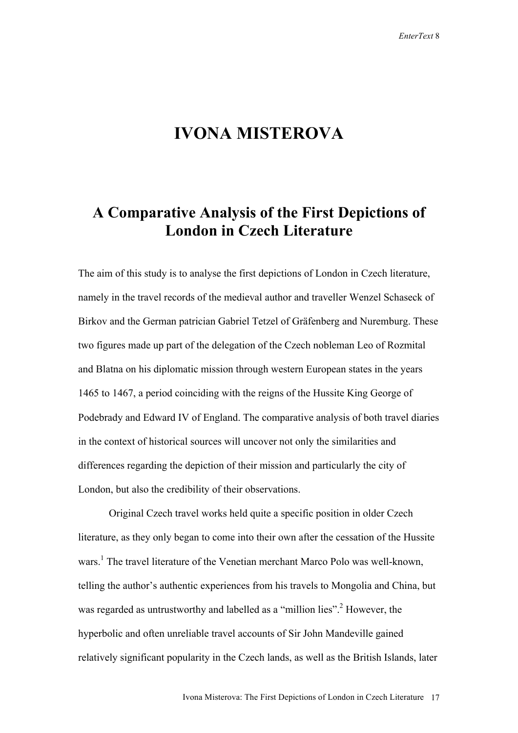# IVONA MISTEROVA

## A Comparative Analysis of the First Depictions of London in Czech Literature

The aim of this study is to analyse the first depictions of London in Czech literature, namely in the travel records of the medieval author and traveller Wenzel Schaseck of Birkov and the German patrician Gabriel Tetzel of Gräfenberg and Nuremburg. These two figures made up part of the delegation of the Czech nobleman Leo of Rozmital and Blatna on his diplomatic mission through western European states in the years 1465 to 1467, a period coinciding with the reigns of the Hussite King George of Podebrady and Edward IV of England. The comparative analysis of both travel diaries in the context of historical sources will uncover not only the similarities and differences regarding the depiction of their mission and particularly the city of London, but also the credibility of their observations.

Original Czech travel works held quite a specific position in older Czech literature, as they only began to come into their own after the cessation of the Hussite wars.[1] The travel literature of the Venetian merchant Marco Polo was well-known, telling the author's authentic experiences from his travels to Mongolia and China, but was regarded as untrustworthy and labelled as a "million lies".[2] However, the hyperbolic and often unreliable travel accounts of Sir John Mandeville gained relatively significant popularity in the Czech lands, as well as the British Islands, later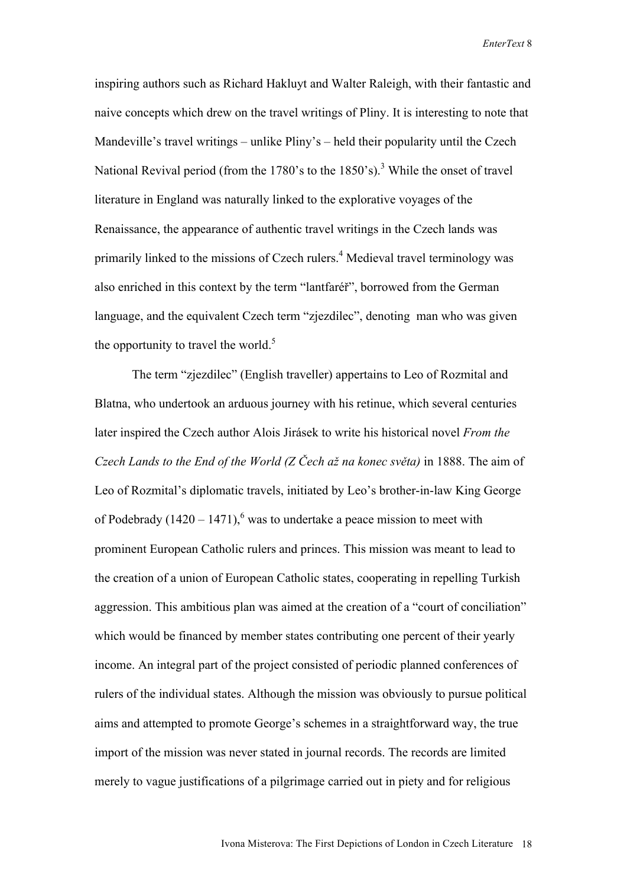inspiring authors such as Richard Hakluyt and Walter Raleigh, with their fantastic and naive concepts which drew on the travel writings of Pliny. It is interesting to note that Mandeville's travel writings – unlike Pliny's – held their popularity until the Czech National Revival period (from the 1780's to the 1850's).[3] While the onset of travel literature in England was naturally linked to the explorative voyages of the Renaissance, the appearance of authentic travel writings in the Czech lands was primarily linked to the missions of Czech rulers.[4] Medieval travel terminology was also enriched in this context by the term "lantfaréř", borrowed from the German language, and the equivalent Czech term "zjezdilec", denoting man who was given the opportunity to travel the world.[5]

The term "zjezdilec" (English traveller) appertains to Leo of Rozmital and Blatna, who undertook an arduous journey with his retinue, which several centuries later inspired the Czech author Alois Jirásek to write his historical novel *From the Czech Lands to the End of the World (Z Čech až na konec světa)* in 1888. The aim of Leo of Rozmital's diplomatic travels, initiated by Leo's brother-in-law King George of Podebrady (1420 – 1471),[6] was to undertake a peace mission to meet with prominent European Catholic rulers and princes. This mission was meant to lead to the creation of a union of European Catholic states, cooperating in repelling Turkish aggression. This ambitious plan was aimed at the creation of a "court of conciliation" which would be financed by member states contributing one percent of their yearly income. An integral part of the project consisted of periodic planned conferences of rulers of the individual states. Although the mission was obviously to pursue political aims and attempted to promote George's schemes in a straightforward way, the true import of the mission was never stated in journal records. The records are limited merely to vague justifications of a pilgrimage carried out in piety and for religious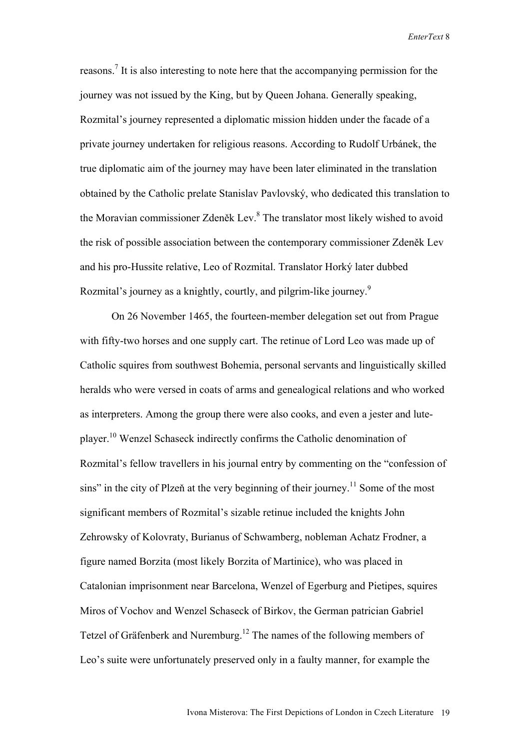reasons.[7] It is also interesting to note here that the accompanying permission for the journey was not issued by the King, but by Queen Johana. Generally speaking, Rozmital's journey represented a diplomatic mission hidden under the facade of a private journey undertaken for religious reasons. According to Rudolf Urbánek, the true diplomatic aim of the journey may have been later eliminated in the translation obtained by the Catholic prelate Stanislav Pavlovský, who dedicated this translation to the Moravian commissioner Zdeněk Lev.[8] The translator most likely wished to avoid the risk of possible association between the contemporary commissioner Zdeněk Lev and his pro-Hussite relative, Leo of Rozmital. Translator Horký later dubbed Rozmital's journey as a knightly, courtly, and pilgrim-like journey.[9]

On 26 November 1465, the fourteen-member delegation set out from Prague with fifty-two horses and one supply cart. The retinue of Lord Leo was made up of Catholic squires from southwest Bohemia, personal servants and linguistically skilled heralds who were versed in coats of arms and genealogical relations and who worked as interpreters. Among the group there were also cooks, and even a jester and lute-player.[10] Wenzel Schaseck indirectly confirms the Catholic denomination of Rozmital's fellow travellers in his journal entry by commenting on the "confession of sins" in the city of Plzeň at the very beginning of their journey.[11] Some of the most significant members of Rozmital's sizable retinue included the knights John Zehrowsky of Kolovraty, Burianus of Schwamberg, nobleman Achatz Frodner, a figure named Borzita (most likely Borzita of Martinice), who was placed in Catalonian imprisonment near Barcelona, Wenzel of Egerburg and Pietipes, squires Miros of Vochov and Wenzel Schaseck of Birkov, the German patrician Gabriel Tetzel of Gräfenberk and Nuremburg.[12] The names of the following members of Leo's suite were unfortunately preserved only in a faulty manner, for example the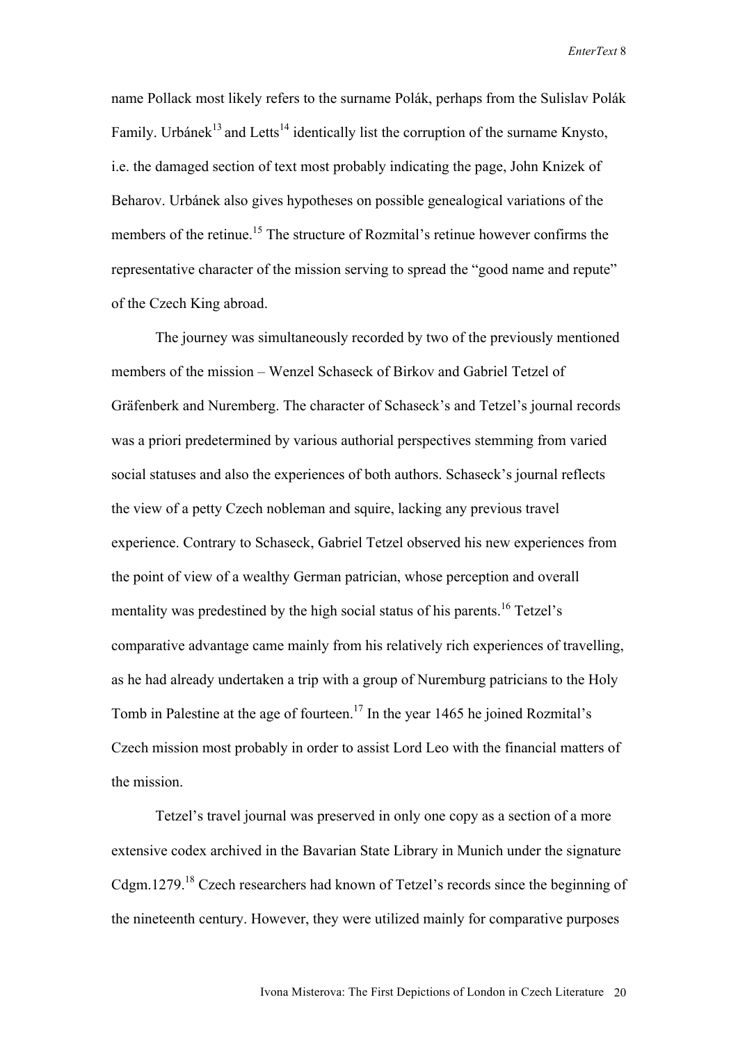name Pollack most likely refers to the surname Polák, perhaps from the Sulislav Polák Family. Urbánek[13] and Letts[14] identically list the corruption of the surname Knysto, i.e. the damaged section of text most probably indicating the page, John Knizek of Beharov. Urbánek also gives hypotheses on possible genealogical variations of the members of the retinue.[15] The structure of Rozmital's retinue however confirms the representative character of the mission serving to spread the "good name and repute" of the Czech King abroad.

The journey was simultaneously recorded by two of the previously mentioned members of the mission – Wenzel Schaseck of Birkov and Gabriel Tetzel of Gräfenberk and Nuremberg. The character of Schaseck's and Tetzel's journal records was a priori predetermined by various authorial perspectives stemming from varied social statuses and also the experiences of both authors. Schaseck's journal reflects the view of a petty Czech nobleman and squire, lacking any previous travel experience. Contrary to Schaseck, Gabriel Tetzel observed his new experiences from the point of view of a wealthy German patrician, whose perception and overall mentality was predestined by the high social status of his parents.[16] Tetzel's comparative advantage came mainly from his relatively rich experiences of travelling, as he had already undertaken a trip with a group of Nuremburg patricians to the Holy Tomb in Palestine at the age of fourteen.[17] In the year 1465 he joined Rozmital's Czech mission most probably in order to assist Lord Leo with the financial matters of the mission.

Tetzel's travel journal was preserved in only one copy as a section of a more extensive codex archived in the Bavarian State Library in Munich under the signature Cdgm.1279.[18] Czech researchers had known of Tetzel's records since the beginning of the nineteenth century. However, they were utilized mainly for comparative purposes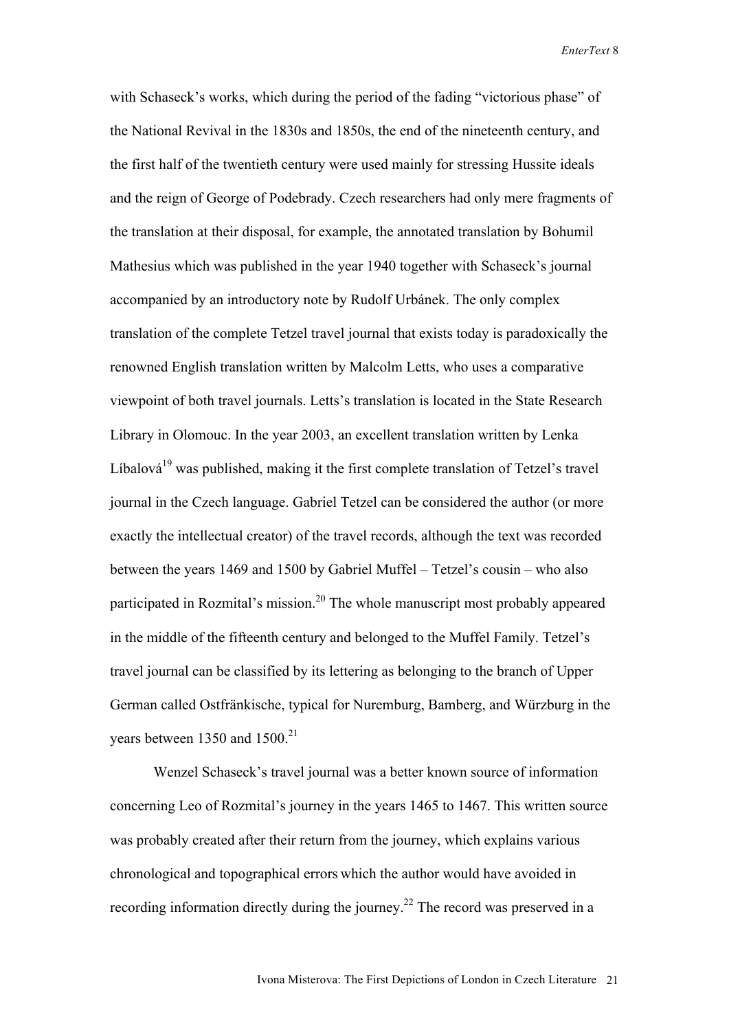with Schaseck's works, which during the period of the fading "victorious phase" of the National Revival in the 1830s and 1850s, the end of the nineteenth century, and the first half of the twentieth century were used mainly for stressing Hussite ideals and the reign of George of Podebrady. Czech researchers had only mere fragments of the translation at their disposal, for example, the annotated translation by Bohumil Mathesius which was published in the year 1940 together with Schaseck's journal accompanied by an introductory note by Rudolf Urbánek. The only complex translation of the complete Tetzel travel journal that exists today is paradoxically the renowned English translation written by Malcolm Letts, who uses a comparative viewpoint of both travel journals. Letts's translation is located in the State Research Library in Olomouc. In the year 2003, an excellent translation written by Lenka Líbalová[19] was published, making it the first complete translation of Tetzel's travel journal in the Czech language. Gabriel Tetzel can be considered the author (or more exactly the intellectual creator) of the travel records, although the text was recorded between the years 1469 and 1500 by Gabriel Muffel – Tetzel's cousin – who also participated in Rozmital's mission.[20] The whole manuscript most probably appeared in the middle of the fifteenth century and belonged to the Muffel Family. Tetzel's travel journal can be classified by its lettering as belonging to the branch of Upper German called Ostfränkische, typical for Nuremburg, Bamberg, and Würzburg in the years between 1350 and 1500.[21]

Wenzel Schaseck's travel journal was a better known source of information concerning Leo of Rozmital's journey in the years 1465 to 1467. This written source was probably created after their return from the journey, which explains various chronological and topographical errors which the author would have avoided in recording information directly during the journey.[22] The record was preserved in a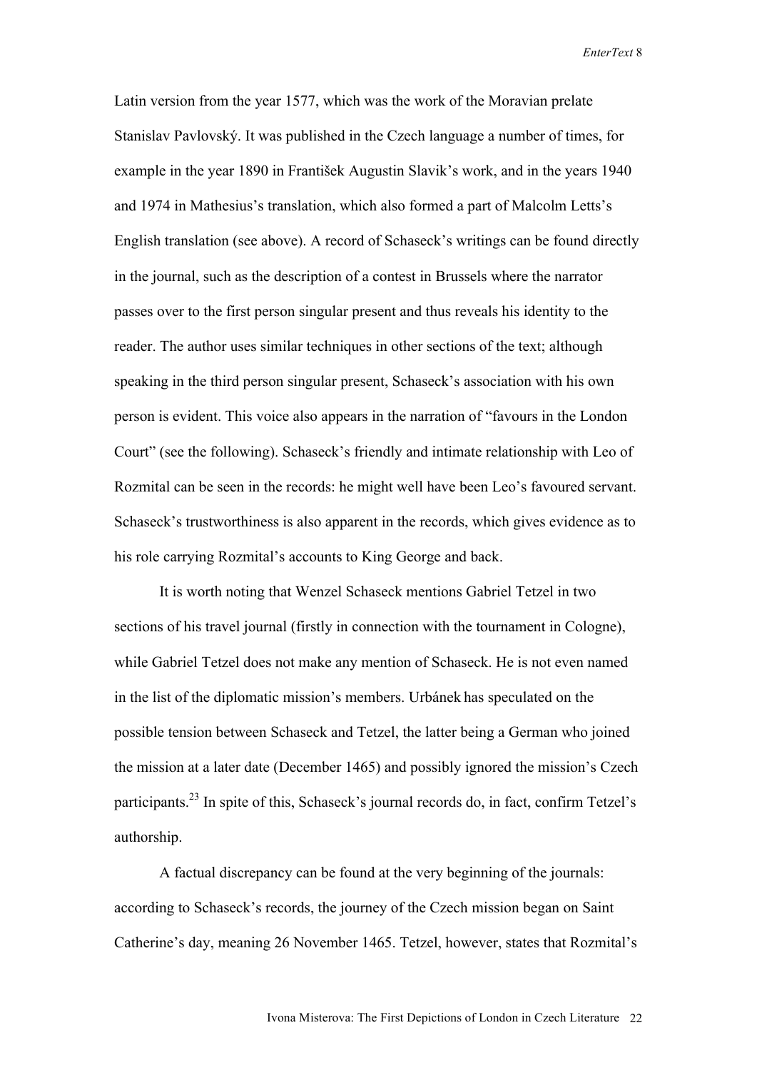Latin version from the year 1577, which was the work of the Moravian prelate Stanislav Pavlovský. It was published in the Czech language a number of times, for example in the year 1890 in František Augustin Slavik's work, and in the years 1940 and 1974 in Mathesius's translation, which also formed a part of Malcolm Letts's English translation (see above). A record of Schaseck's writings can be found directly in the journal, such as the description of a contest in Brussels where the narrator passes over to the first person singular present and thus reveals his identity to the reader. The author uses similar techniques in other sections of the text; although speaking in the third person singular present, Schaseck's association with his own person is evident. This voice also appears in the narration of "favours in the London Court" (see the following). Schaseck's friendly and intimate relationship with Leo of Rozmital can be seen in the records: he might well have been Leo's favoured servant. Schaseck's trustworthiness is also apparent in the records, which gives evidence as to his role carrying Rozmital's accounts to King George and back.

It is worth noting that Wenzel Schaseck mentions Gabriel Tetzel in two sections of his travel journal (firstly in connection with the tournament in Cologne), while Gabriel Tetzel does not make any mention of Schaseck. He is not even named in the list of the diplomatic mission's members. Urbánek has speculated on the possible tension between Schaseck and Tetzel, the latter being a German who joined the mission at a later date (December 1465) and possibly ignored the mission's Czech participants.[23] In spite of this, Schaseck's journal records do, in fact, confirm Tetzel's authorship.

A factual discrepancy can be found at the very beginning of the journals: according to Schaseck's records, the journey of the Czech mission began on Saint Catherine's day, meaning 26 November 1465. Tetzel, however, states that Rozmital's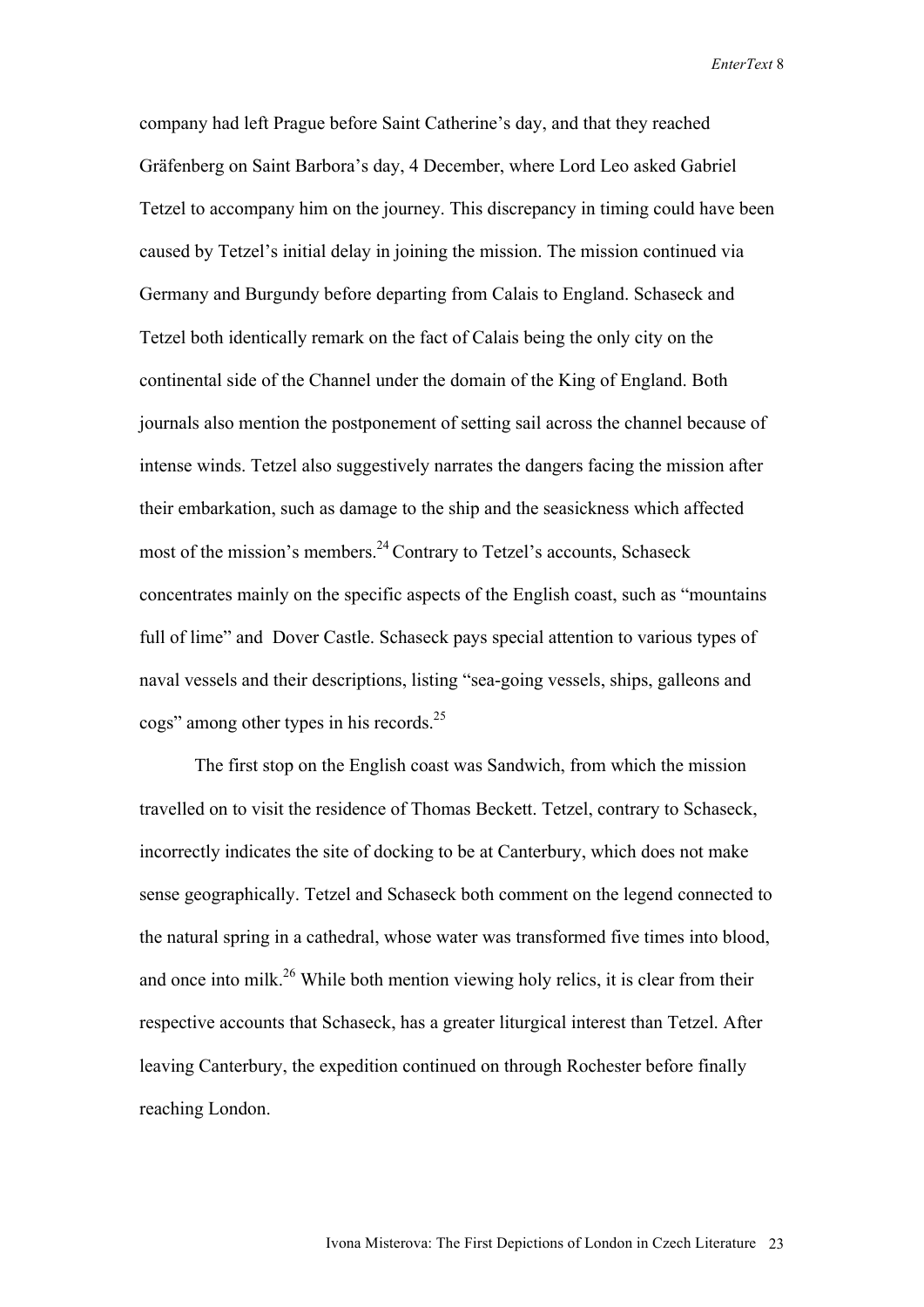company had left Prague before Saint Catherine's day, and that they reached Gräfenberg on Saint Barbora's day, 4 December, where Lord Leo asked Gabriel Tetzel to accompany him on the journey. This discrepancy in timing could have been caused by Tetzel's initial delay in joining the mission. The mission continued via Germany and Burgundy before departing from Calais to England. Schaseck and Tetzel both identically remark on the fact of Calais being the only city on the continental side of the Channel under the domain of the King of England. Both journals also mention the postponement of setting sail across the channel because of intense winds. Tetzel also suggestively narrates the dangers facing the mission after their embarkation, such as damage to the ship and the seasickness which affected most of the mission's members.[24] Contrary to Tetzel's accounts, Schaseck concentrates mainly on the specific aspects of the English coast, such as "mountains full of lime" and Dover Castle. Schaseck pays special attention to various types of naval vessels and their descriptions, listing "sea-going vessels, ships, galleons and cogs" among other types in his records.[25]

The first stop on the English coast was Sandwich, from which the mission travelled on to visit the residence of Thomas Beckett. Tetzel, contrary to Schaseck, incorrectly indicates the site of docking to be at Canterbury, which does not make sense geographically. Tetzel and Schaseck both comment on the legend connected to the natural spring in a cathedral, whose water was transformed five times into blood, and once into milk.[26] While both mention viewing holy relics, it is clear from their respective accounts that Schaseck, has a greater liturgical interest than Tetzel. After leaving Canterbury, the expedition continued on through Rochester before finally reaching London.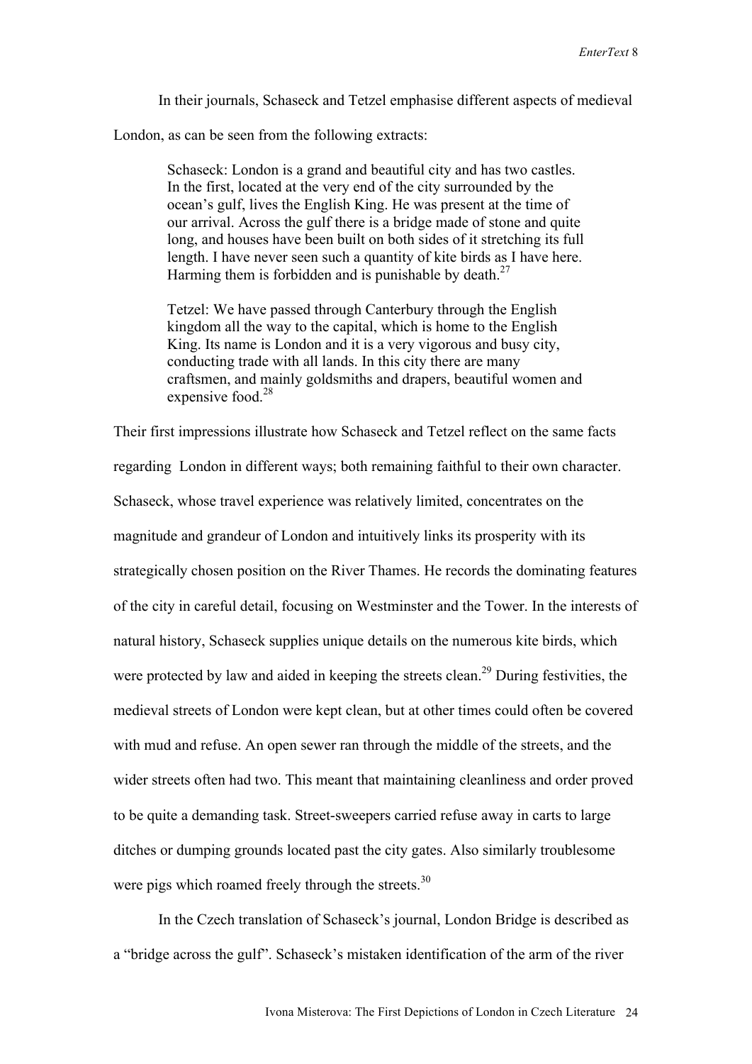In their journals, Schaseck and Tetzel emphasise different aspects of medieval London, as can be seen from the following extracts:

> Schaseck: London is a grand and beautiful city and has two castles. In the first, located at the very end of the city surrounded by the ocean's gulf, lives the English King. He was present at the time of our arrival. Across the gulf there is a bridge made of stone and quite long, and houses have been built on both sides of it stretching its full length. I have never seen such a quantity of kite birds as I have here. Harming them is forbidden and is punishable by death.[27]

> Tetzel: We have passed through Canterbury through the English kingdom all the way to the capital, which is home to the English King. Its name is London and it is a very vigorous and busy city, conducting trade with all lands. In this city there are many craftsmen, and mainly goldsmiths and drapers, beautiful women and expensive food.[28]

Their first impressions illustrate how Schaseck and Tetzel reflect on the same facts regarding London in different ways; both remaining faithful to their own character. Schaseck, whose travel experience was relatively limited, concentrates on the magnitude and grandeur of London and intuitively links its prosperity with its strategically chosen position on the River Thames. He records the dominating features of the city in careful detail, focusing on Westminster and the Tower. In the interests of natural history, Schaseck supplies unique details on the numerous kite birds, which were protected by law and aided in keeping the streets clean.[29] During festivities, the medieval streets of London were kept clean, but at other times could often be covered with mud and refuse. An open sewer ran through the middle of the streets, and the wider streets often had two. This meant that maintaining cleanliness and order proved to be quite a demanding task. Street-sweepers carried refuse away in carts to large ditches or dumping grounds located past the city gates. Also similarly troublesome were pigs which roamed freely through the streets.[30]

In the Czech translation of Schaseck's journal, London Bridge is described as a "bridge across the gulf". Schaseck's mistaken identification of the arm of the river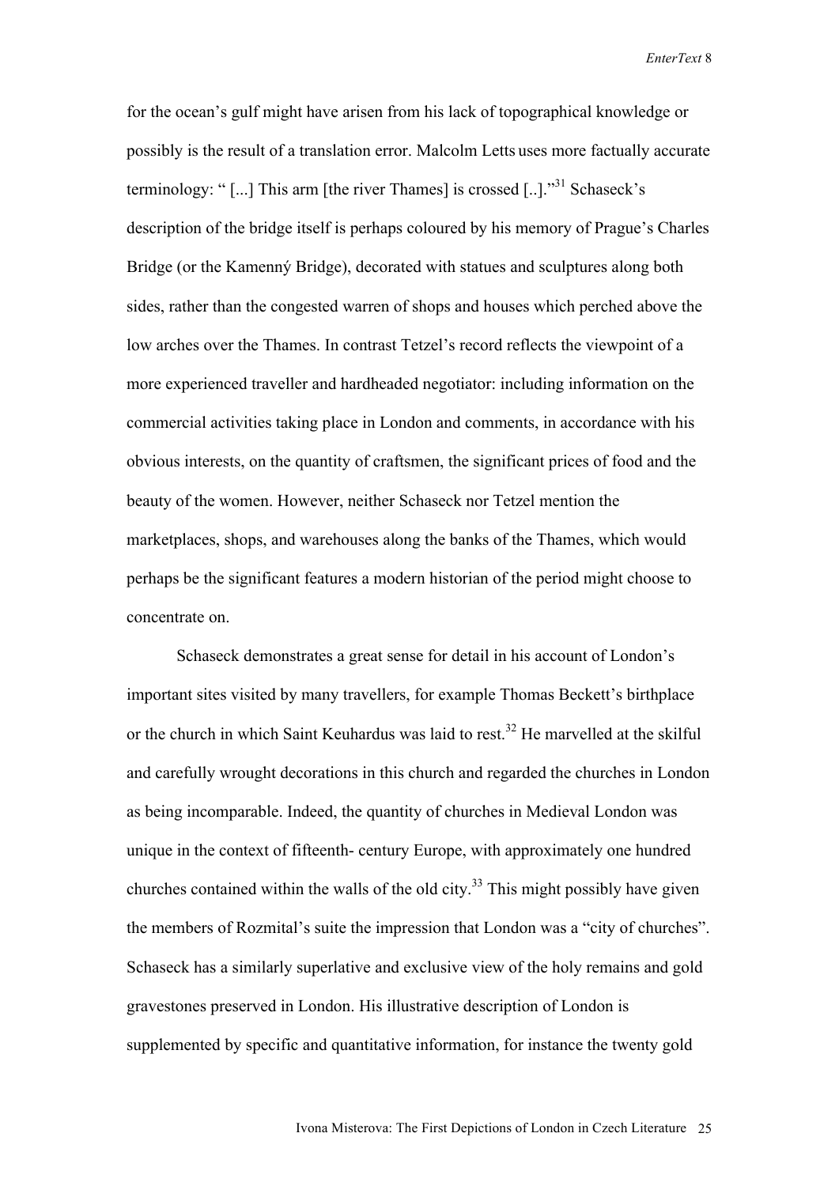for the ocean's gulf might have arisen from his lack of topographical knowledge or possibly is the result of a translation error. Malcolm Letts uses more factually accurate terminology: " [...] This arm [the river Thames] is crossed [..]."[31] Schaseck's description of the bridge itself is perhaps coloured by his memory of Prague's Charles Bridge (or the Kamenný Bridge), decorated with statues and sculptures along both sides, rather than the congested warren of shops and houses which perched above the low arches over the Thames. In contrast Tetzel's record reflects the viewpoint of a more experienced traveller and hardheaded negotiator: including information on the commercial activities taking place in London and comments, in accordance with his obvious interests, on the quantity of craftsmen, the significant prices of food and the beauty of the women. However, neither Schaseck nor Tetzel mention the marketplaces, shops, and warehouses along the banks of the Thames, which would perhaps be the significant features a modern historian of the period might choose to concentrate on.

Schaseck demonstrates a great sense for detail in his account of London's important sites visited by many travellers, for example Thomas Beckett's birthplace or the church in which Saint Keuhardus was laid to rest.[32] He marvelled at the skilful and carefully wrought decorations in this church and regarded the churches in London as being incomparable. Indeed, the quantity of churches in Medieval London was unique in the context of fifteenth- century Europe, with approximately one hundred churches contained within the walls of the old city.[33] This might possibly have given the members of Rozmital's suite the impression that London was a "city of churches". Schaseck has a similarly superlative and exclusive view of the holy remains and gold gravestones preserved in London. His illustrative description of London is supplemented by specific and quantitative information, for instance the twenty gold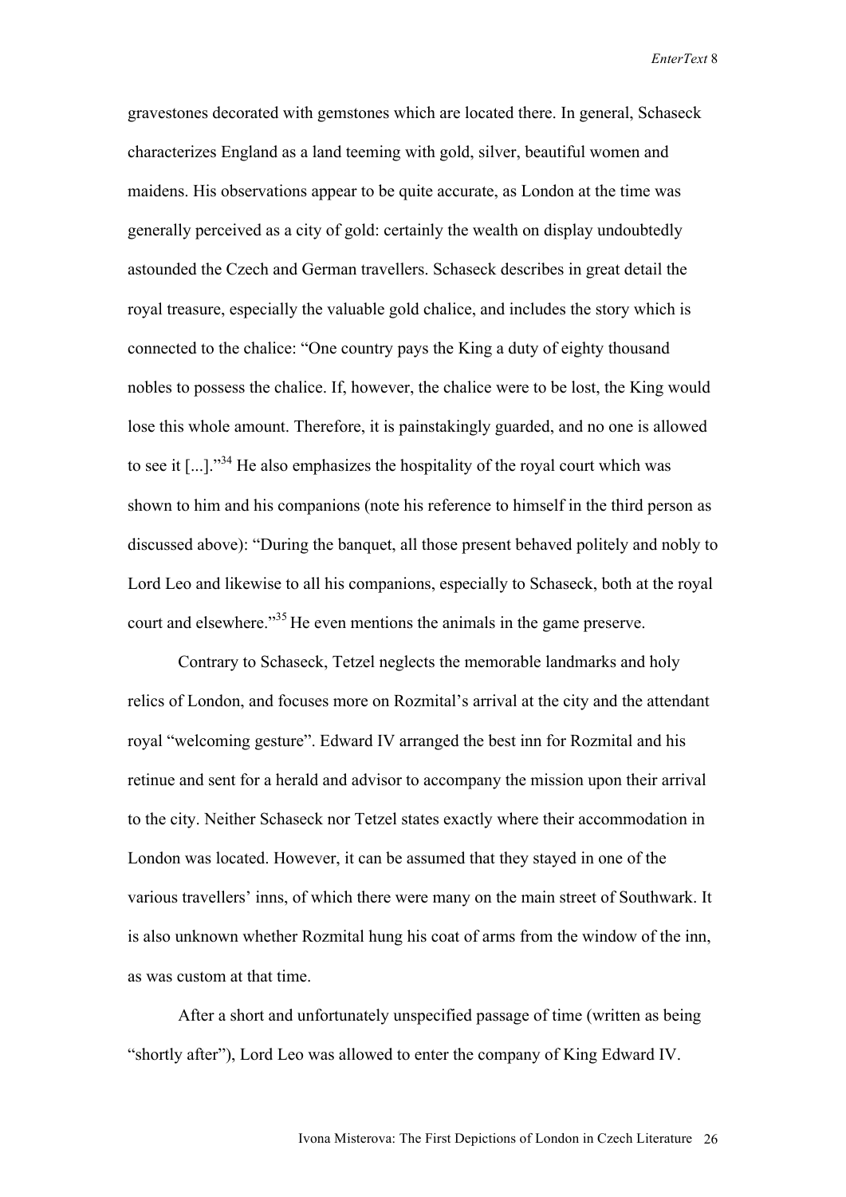gravestones decorated with gemstones which are located there. In general, Schaseck characterizes England as a land teeming with gold, silver, beautiful women and maidens. His observations appear to be quite accurate, as London at the time was generally perceived as a city of gold: certainly the wealth on display undoubtedly astounded the Czech and German travellers. Schaseck describes in great detail the royal treasure, especially the valuable gold chalice, and includes the story which is connected to the chalice: "One country pays the King a duty of eighty thousand nobles to possess the chalice. If, however, the chalice were to be lost, the King would lose this whole amount. Therefore, it is painstakingly guarded, and no one is allowed to see it [...]."[34] He also emphasizes the hospitality of the royal court which was shown to him and his companions (note his reference to himself in the third person as discussed above): "During the banquet, all those present behaved politely and nobly to Lord Leo and likewise to all his companions, especially to Schaseck, both at the royal court and elsewhere."[35] He even mentions the animals in the game preserve.

Contrary to Schaseck, Tetzel neglects the memorable landmarks and holy relics of London, and focuses more on Rozmital's arrival at the city and the attendant royal "welcoming gesture". Edward IV arranged the best inn for Rozmital and his retinue and sent for a herald and advisor to accompany the mission upon their arrival to the city. Neither Schaseck nor Tetzel states exactly where their accommodation in London was located. However, it can be assumed that they stayed in one of the various travellers' inns, of which there were many on the main street of Southwark. It is also unknown whether Rozmital hung his coat of arms from the window of the inn, as was custom at that time.

After a short and unfortunately unspecified passage of time (written as being "shortly after"), Lord Leo was allowed to enter the company of King Edward IV.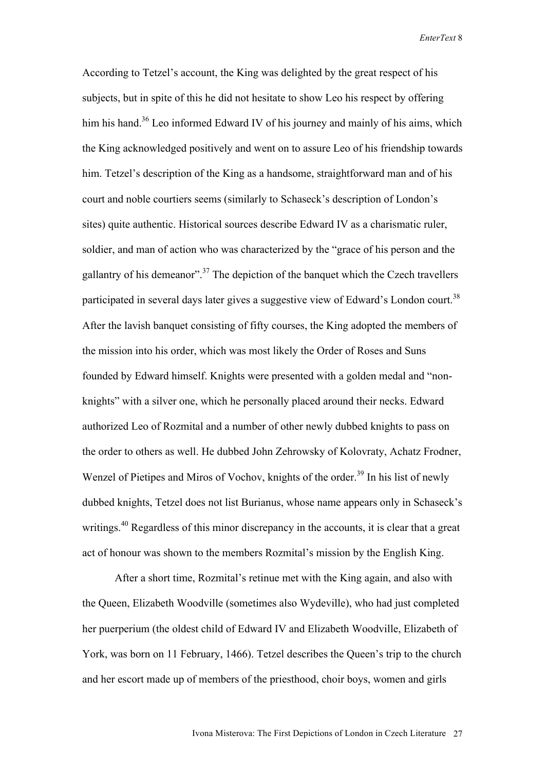According to Tetzel's account, the King was delighted by the great respect of his subjects, but in spite of this he did not hesitate to show Leo his respect by offering him his hand.[36] Leo informed Edward IV of his journey and mainly of his aims, which the King acknowledged positively and went on to assure Leo of his friendship towards him. Tetzel's description of the King as a handsome, straightforward man and of his court and noble courtiers seems (similarly to Schaseck's description of London's sites) quite authentic. Historical sources describe Edward IV as a charismatic ruler, soldier, and man of action who was characterized by the "grace of his person and the gallantry of his demeanor".[37] The depiction of the banquet which the Czech travellers participated in several days later gives a suggestive view of Edward's London court.[38] After the lavish banquet consisting of fifty courses, the King adopted the members of the mission into his order, which was most likely the Order of Roses and Suns founded by Edward himself. Knights were presented with a golden medal and "non-knights" with a silver one, which he personally placed around their necks. Edward authorized Leo of Rozmital and a number of other newly dubbed knights to pass on the order to others as well. He dubbed John Zehrowsky of Kolovraty, Achatz Frodner, Wenzel of Pietipes and Miros of Vochov, knights of the order.[39] In his list of newly dubbed knights, Tetzel does not list Burianus, whose name appears only in Schaseck's writings.[40] Regardless of this minor discrepancy in the accounts, it is clear that a great act of honour was shown to the members Rozmital's mission by the English King.

After a short time, Rozmital's retinue met with the King again, and also with the Queen, Elizabeth Woodville (sometimes also Wydeville), who had just completed her puerperium (the oldest child of Edward IV and Elizabeth Woodville, Elizabeth of York, was born on 11 February, 1466). Tetzel describes the Queen's trip to the church and her escort made up of members of the priesthood, choir boys, women and girls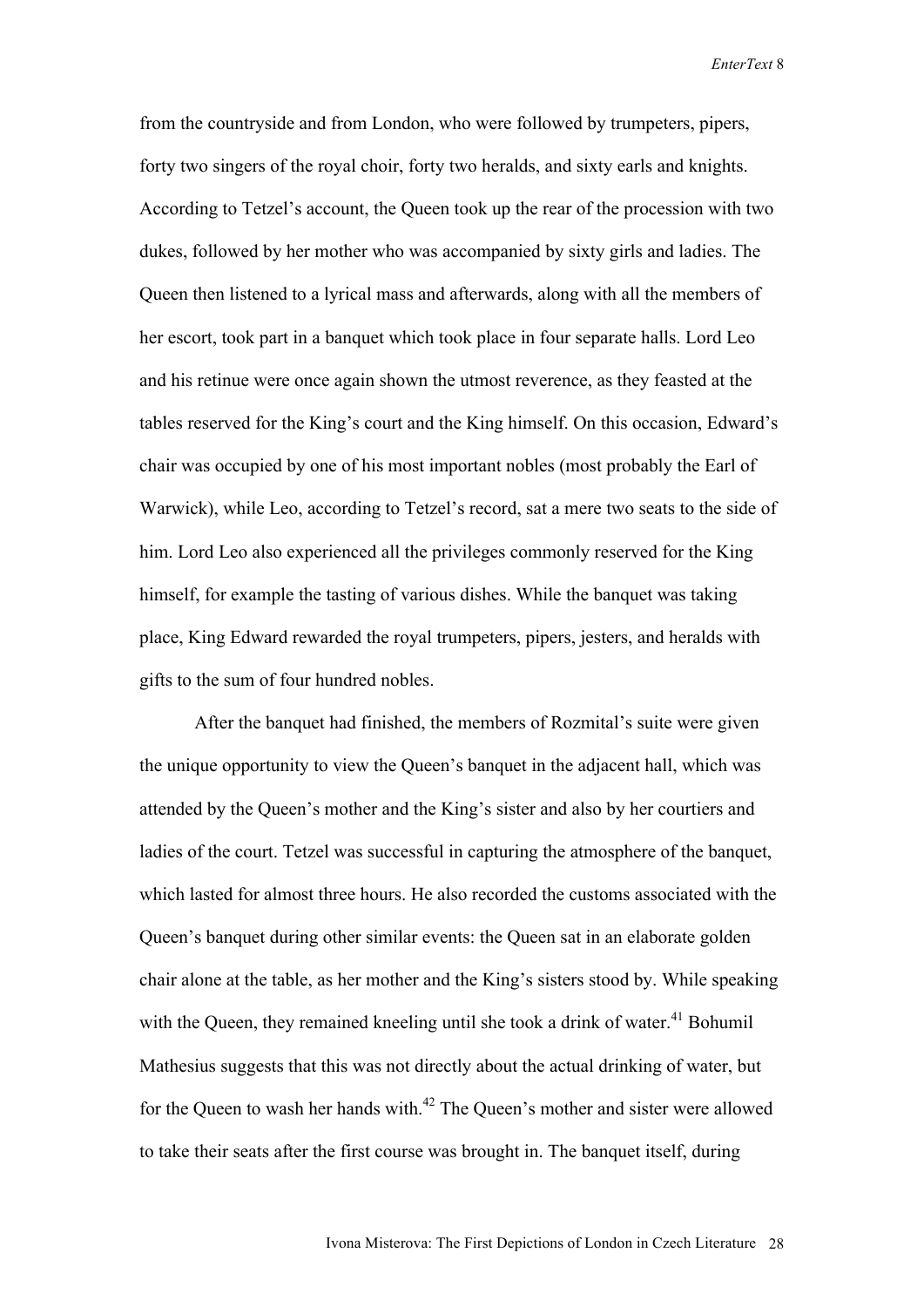from the countryside and from London, who were followed by trumpeters, pipers, forty two singers of the royal choir, forty two heralds, and sixty earls and knights. According to Tetzel's account, the Queen took up the rear of the procession with two dukes, followed by her mother who was accompanied by sixty girls and ladies. The Queen then listened to a lyrical mass and afterwards, along with all the members of her escort, took part in a banquet which took place in four separate halls. Lord Leo and his retinue were once again shown the utmost reverence, as they feasted at the tables reserved for the King's court and the King himself. On this occasion, Edward's chair was occupied by one of his most important nobles (most probably the Earl of Warwick), while Leo, according to Tetzel's record, sat a mere two seats to the side of him. Lord Leo also experienced all the privileges commonly reserved for the King himself, for example the tasting of various dishes. While the banquet was taking place, King Edward rewarded the royal trumpeters, pipers, jesters, and heralds with gifts to the sum of four hundred nobles.

After the banquet had finished, the members of Rozmital's suite were given the unique opportunity to view the Queen's banquet in the adjacent hall, which was attended by the Queen's mother and the King's sister and also by her courtiers and ladies of the court. Tetzel was successful in capturing the atmosphere of the banquet, which lasted for almost three hours. He also recorded the customs associated with the Queen's banquet during other similar events: the Queen sat in an elaborate golden chair alone at the table, as her mother and the King's sisters stood by. While speaking with the Queen, they remained kneeling until she took a drink of water.[41] Bohumil Mathesius suggests that this was not directly about the actual drinking of water, but for the Queen to wash her hands with.[42] The Queen's mother and sister were allowed to take their seats after the first course was brought in. The banquet itself, during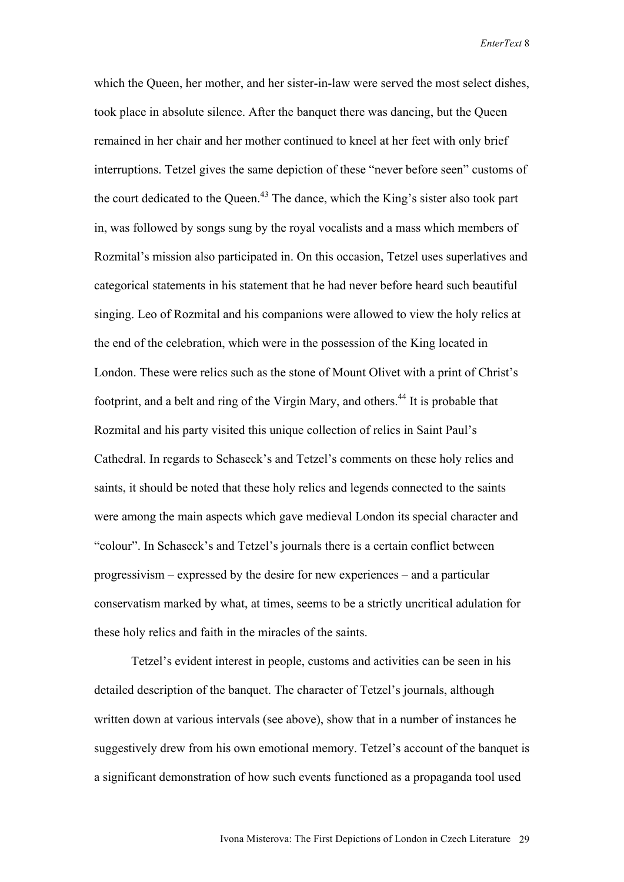which the Queen, her mother, and her sister-in-law were served the most select dishes, took place in absolute silence. After the banquet there was dancing, but the Queen remained in her chair and her mother continued to kneel at her feet with only brief interruptions. Tetzel gives the same depiction of these "never before seen" customs of the court dedicated to the Queen.[43] The dance, which the King's sister also took part in, was followed by songs sung by the royal vocalists and a mass which members of Rozmital's mission also participated in. On this occasion, Tetzel uses superlatives and categorical statements in his statement that he had never before heard such beautiful singing. Leo of Rozmital and his companions were allowed to view the holy relics at the end of the celebration, which were in the possession of the King located in London. These were relics such as the stone of Mount Olivet with a print of Christ's footprint, and a belt and ring of the Virgin Mary, and others.[44] It is probable that Rozmital and his party visited this unique collection of relics in Saint Paul's Cathedral. In regards to Schaseck's and Tetzel's comments on these holy relics and saints, it should be noted that these holy relics and legends connected to the saints were among the main aspects which gave medieval London its special character and "colour". In Schaseck's and Tetzel's journals there is a certain conflict between progressivism – expressed by the desire for new experiences – and a particular conservatism marked by what, at times, seems to be a strictly uncritical adulation for these holy relics and faith in the miracles of the saints.

Tetzel's evident interest in people, customs and activities can be seen in his detailed description of the banquet. The character of Tetzel's journals, although written down at various intervals (see above), show that in a number of instances he suggestively drew from his own emotional memory. Tetzel's account of the banquet is a significant demonstration of how such events functioned as a propaganda tool used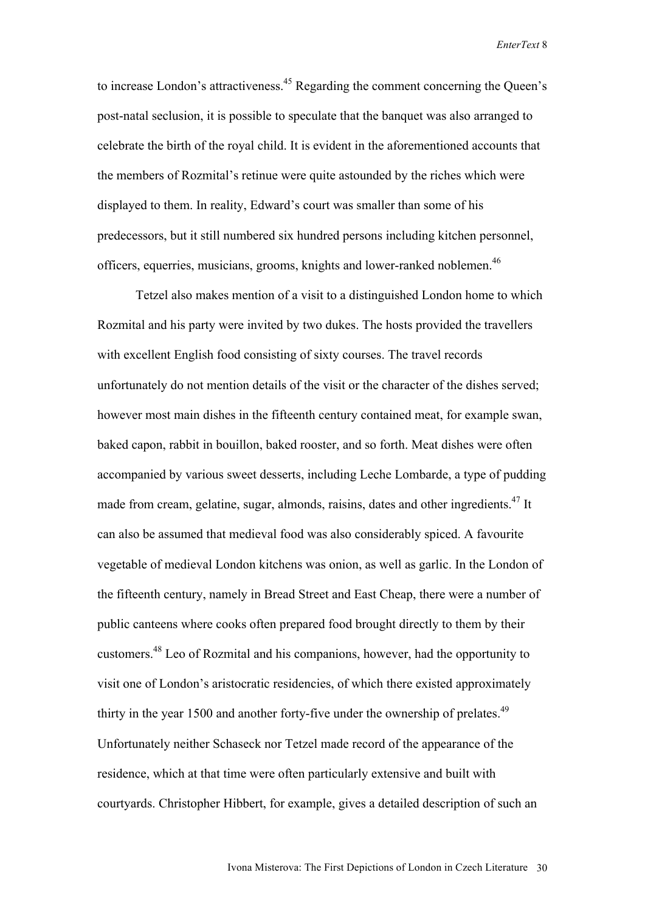to increase London's attractiveness.[45] Regarding the comment concerning the Queen's post-natal seclusion, it is possible to speculate that the banquet was also arranged to celebrate the birth of the royal child. It is evident in the aforementioned accounts that the members of Rozmital's retinue were quite astounded by the riches which were displayed to them. In reality, Edward's court was smaller than some of his predecessors, but it still numbered six hundred persons including kitchen personnel, officers, equerries, musicians, grooms, knights and lower-ranked noblemen.[46]

Tetzel also makes mention of a visit to a distinguished London home to which Rozmital and his party were invited by two dukes. The hosts provided the travellers with excellent English food consisting of sixty courses. The travel records unfortunately do not mention details of the visit or the character of the dishes served; however most main dishes in the fifteenth century contained meat, for example swan, baked capon, rabbit in bouillon, baked rooster, and so forth. Meat dishes were often accompanied by various sweet desserts, including Leche Lombarde, a type of pudding made from cream, gelatine, sugar, almonds, raisins, dates and other ingredients.[47] It can also be assumed that medieval food was also considerably spiced. A favourite vegetable of medieval London kitchens was onion, as well as garlic. In the London of the fifteenth century, namely in Bread Street and East Cheap, there were a number of public canteens where cooks often prepared food brought directly to them by their customers.[48] Leo of Rozmital and his companions, however, had the opportunity to visit one of London's aristocratic residencies, of which there existed approximately thirty in the year 1500 and another forty-five under the ownership of prelates.[49] Unfortunately neither Schaseck nor Tetzel made record of the appearance of the residence, which at that time were often particularly extensive and built with courtyards. Christopher Hibbert, for example, gives a detailed description of such an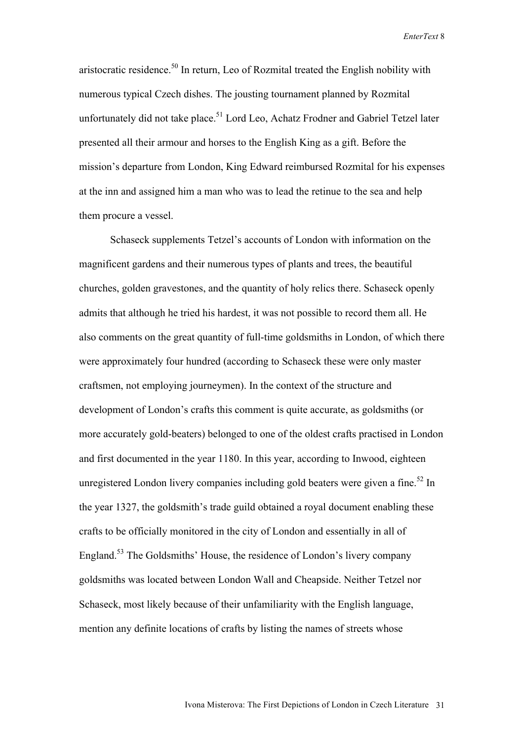aristocratic residence.[50] In return, Leo of Rozmital treated the English nobility with numerous typical Czech dishes. The jousting tournament planned by Rozmital unfortunately did not take place.[51] Lord Leo, Achatz Frodner and Gabriel Tetzel later presented all their armour and horses to the English King as a gift. Before the mission's departure from London, King Edward reimbursed Rozmital for his expenses at the inn and assigned him a man who was to lead the retinue to the sea and help them procure a vessel.

Schaseck supplements Tetzel's accounts of London with information on the magnificent gardens and their numerous types of plants and trees, the beautiful churches, golden gravestones, and the quantity of holy relics there. Schaseck openly admits that although he tried his hardest, it was not possible to record them all. He also comments on the great quantity of full-time goldsmiths in London, of which there were approximately four hundred (according to Schaseck these were only master craftsmen, not employing journeymen). In the context of the structure and development of London's crafts this comment is quite accurate, as goldsmiths (or more accurately gold-beaters) belonged to one of the oldest crafts practised in London and first documented in the year 1180. In this year, according to Inwood, eighteen unregistered London livery companies including gold beaters were given a fine.[52] In the year 1327, the goldsmith's trade guild obtained a royal document enabling these crafts to be officially monitored in the city of London and essentially in all of England.[53] The Goldsmiths' House, the residence of London's livery company goldsmiths was located between London Wall and Cheapside. Neither Tetzel nor Schaseck, most likely because of their unfamiliarity with the English language, mention any definite locations of crafts by listing the names of streets whose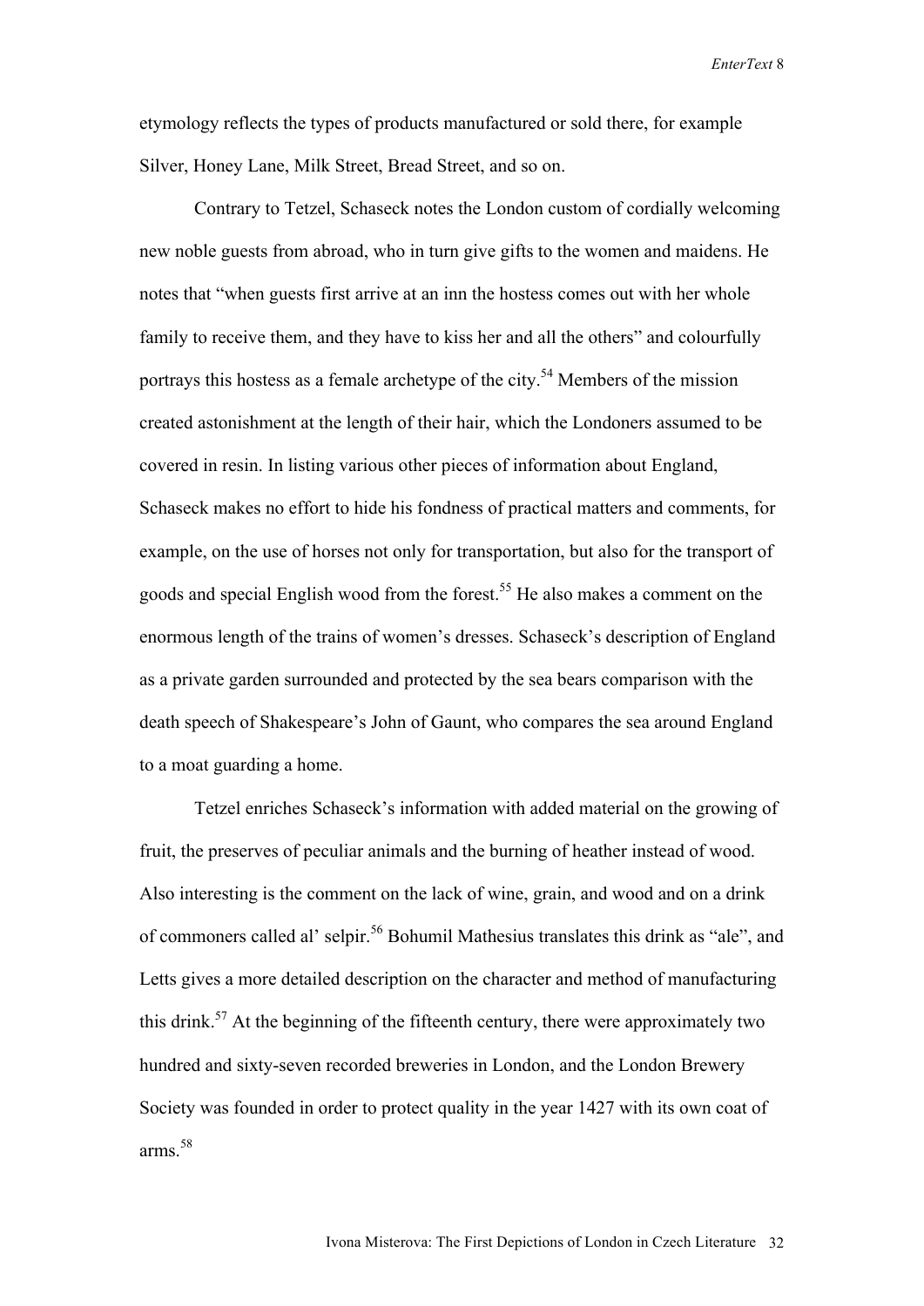etymology reflects the types of products manufactured or sold there, for example Silver, Honey Lane, Milk Street, Bread Street, and so on.

Contrary to Tetzel, Schaseck notes the London custom of cordially welcoming new noble guests from abroad, who in turn give gifts to the women and maidens. He notes that "when guests first arrive at an inn the hostess comes out with her whole family to receive them, and they have to kiss her and all the others" and colourfully portrays this hostess as a female archetype of the city.[54] Members of the mission created astonishment at the length of their hair, which the Londoners assumed to be covered in resin. In listing various other pieces of information about England, Schaseck makes no effort to hide his fondness of practical matters and comments, for example, on the use of horses not only for transportation, but also for the transport of goods and special English wood from the forest.[55] He also makes a comment on the enormous length of the trains of women's dresses. Schaseck's description of England as a private garden surrounded and protected by the sea bears comparison with the death speech of Shakespeare's John of Gaunt, who compares the sea around England to a moat guarding a home.

Tetzel enriches Schaseck's information with added material on the growing of fruit, the preserves of peculiar animals and the burning of heather instead of wood. Also interesting is the comment on the lack of wine, grain, and wood and on a drink of commoners called al' selpir.[56] Bohumil Mathesius translates this drink as "ale", and Letts gives a more detailed description on the character and method of manufacturing this drink.[57] At the beginning of the fifteenth century, there were approximately two hundred and sixty-seven recorded breweries in London, and the London Brewery Society was founded in order to protect quality in the year 1427 with its own coat of arms.[58]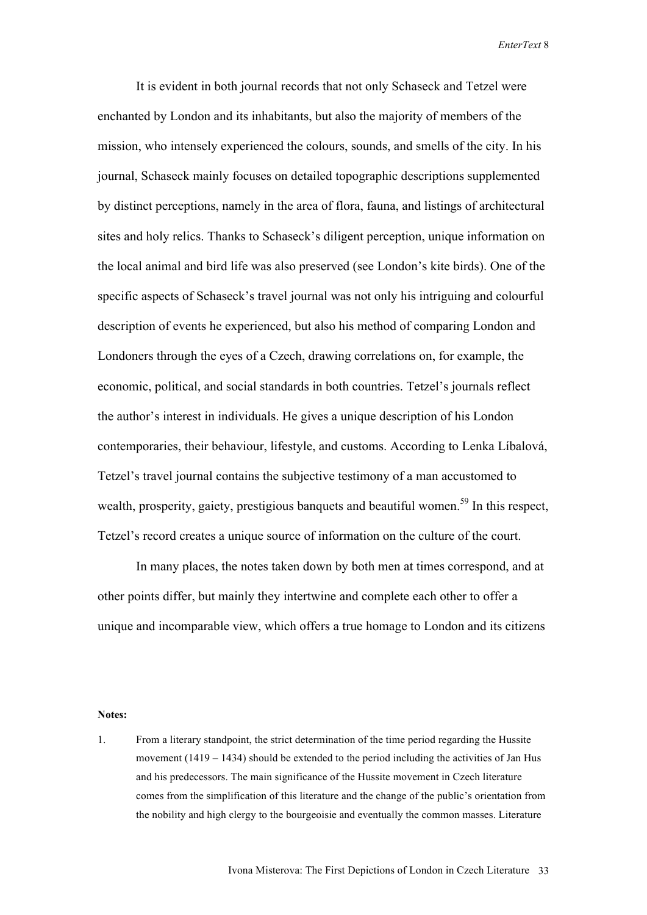It is evident in both journal records that not only Schaseck and Tetzel were enchanted by London and its inhabitants, but also the majority of members of the mission, who intensely experienced the colours, sounds, and smells of the city. In his journal, Schaseck mainly focuses on detailed topographic descriptions supplemented by distinct perceptions, namely in the area of flora, fauna, and listings of architectural sites and holy relics. Thanks to Schaseck's diligent perception, unique information on the local animal and bird life was also preserved (see London's kite birds). One of the specific aspects of Schaseck's travel journal was not only his intriguing and colourful description of events he experienced, but also his method of comparing London and Londoners through the eyes of a Czech, drawing correlations on, for example, the economic, political, and social standards in both countries. Tetzel's journals reflect the author's interest in individuals. He gives a unique description of his London contemporaries, their behaviour, lifestyle, and customs. According to Lenka Líbalová, Tetzel's travel journal contains the subjective testimony of a man accustomed to wealth, prosperity, gaiety, prestigious banquets and beautiful women.[59] In this respect, Tetzel's record creates a unique source of information on the culture of the court.

In many places, the notes taken down by both men at times correspond, and at other points differ, but mainly they intertwine and complete each other to offer a unique and incomparable view, which offers a true homage to London and its citizens

**Notes:**

1. From a literary standpoint, the strict determination of the time period regarding the Hussite movement (1419 – 1434) should be extended to the period including the activities of Jan Hus and his predecessors. The main significance of the Hussite movement in Czech literature comes from the simplification of this literature and the change of the public's orientation from the nobility and high clergy to the bourgeoisie and eventually the common masses. Literature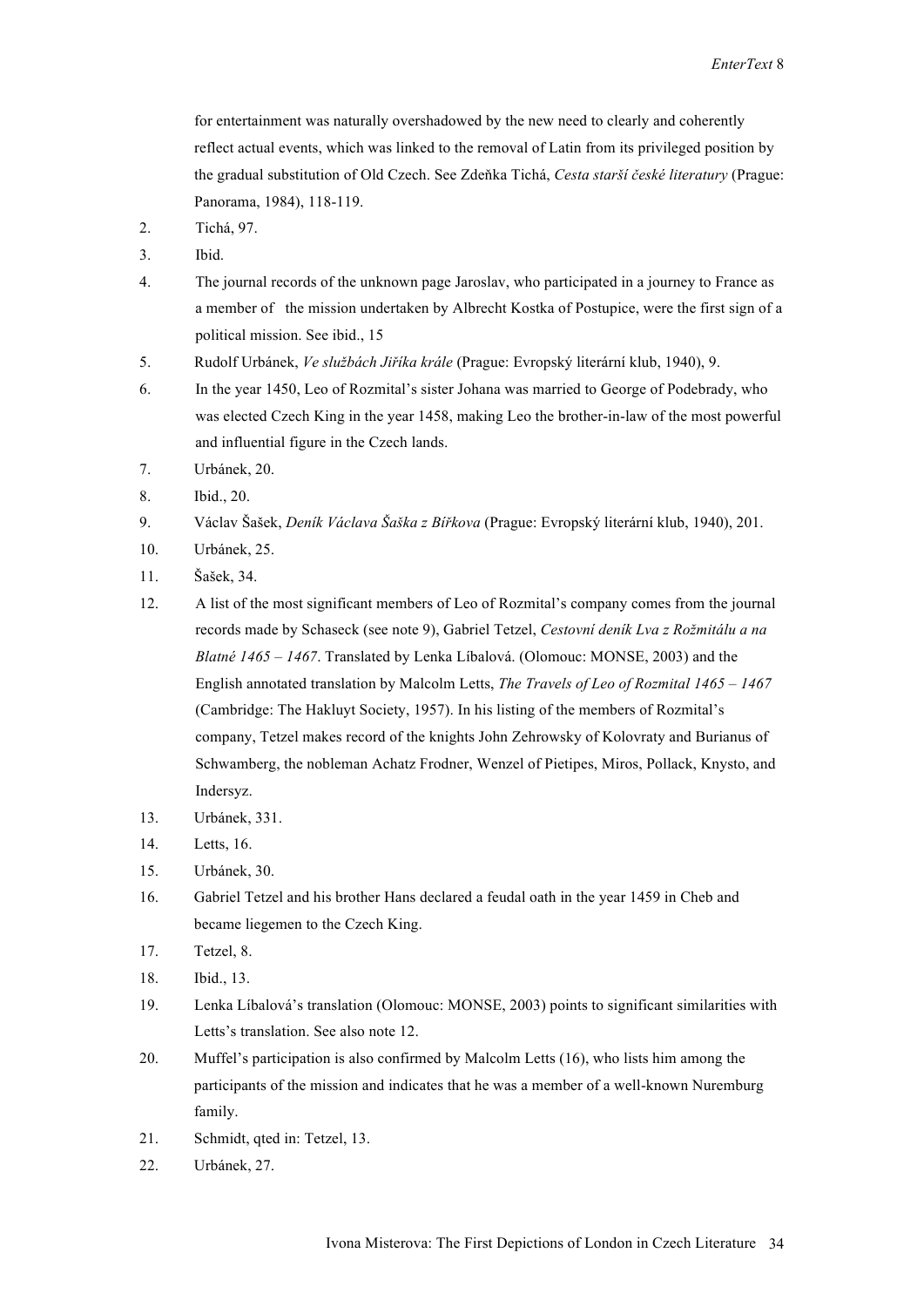for entertainment was naturally overshadowed by the new need to clearly and coherently reflect actual events, which was linked to the removal of Latin from its privileged position by the gradual substitution of Old Czech. See Zdeňka Tichá, *Cesta starší české literatury* (Prague: Panorama, 1984), 118-119.

2. Tichá, 97.
3. Ibid.
4. The journal records of the unknown page Jaroslav, who participated in a journey to France as a member of the mission undertaken by Albrecht Kostka of Postupice, were the first sign of a political mission. See ibid., 15
5. Rudolf Urbánek, *Ve službách Jiříka krále* (Prague: Evropský literární klub, 1940), 9.
6. In the year 1450, Leo of Rozmital's sister Johana was married to George of Podebrady, who was elected Czech King in the year 1458, making Leo the brother-in-law of the most powerful and influential figure in the Czech lands.
7. Urbánek, 20.
8. Ibid., 20.
9. Václav Šašek, *Deník Václava Šaška z Bířkova* (Prague: Evropský literární klub, 1940), 201.
10. Urbánek, 25.
11. Šašek, 34.
12. A list of the most significant members of Leo of Rozmital's company comes from the journal records made by Schaseck (see note 9), Gabriel Tetzel, *Cestovní deník Lva z Rožmitálu a na Blatné 1465 – 1467*. Translated by Lenka Líbalová. (Olomouc: MONSE, 2003) and the English annotated translation by Malcolm Letts, *The Travels of Leo of Rozmital 1465 – 1467* (Cambridge: The Hakluyt Society, 1957). In his listing of the members of Rozmital's company, Tetzel makes record of the knights John Zehrowsky of Kolovraty and Burianus of Schwamberg, the nobleman Achatz Frodner, Wenzel of Pietipes, Miros, Pollack, Knysto, and Indersyz.
13. Urbánek, 331.
14. Letts, 16.
15. Urbánek, 30.
16. Gabriel Tetzel and his brother Hans declared a feudal oath in the year 1459 in Cheb and became liegemen to the Czech King.
17. Tetzel, 8.
18. Ibid., 13.
19. Lenka Líbalová's translation (Olomouc: MONSE, 2003) points to significant similarities with Letts's translation. See also note 12.
20. Muffel's participation is also confirmed by Malcolm Letts (16), who lists him among the participants of the mission and indicates that he was a member of a well-known Nuremburg family.
21. Schmidt, qted in: Tetzel, 13.
22. Urbánek, 27.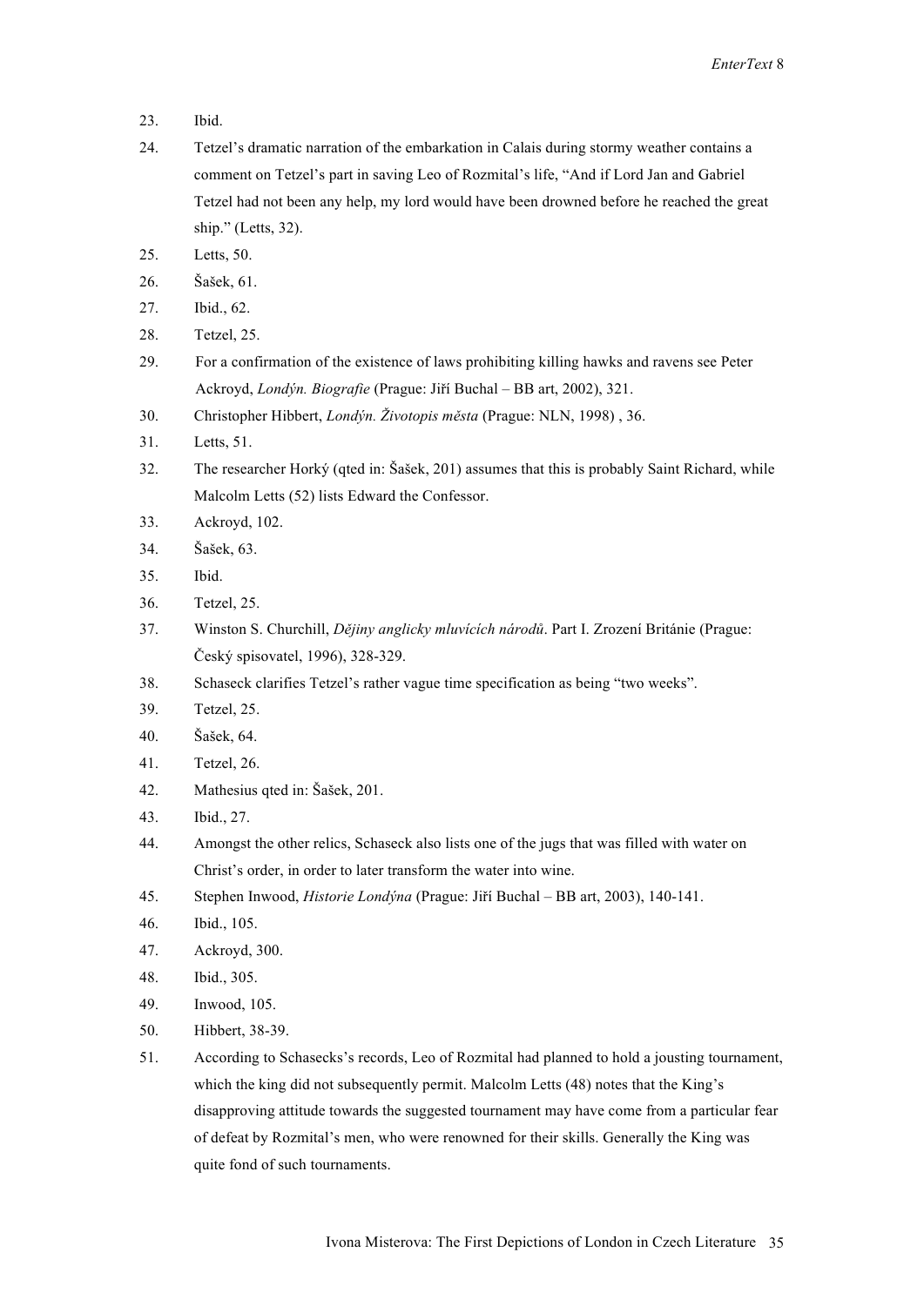23. Ibid.
24. Tetzel's dramatic narration of the embarkation in Calais during stormy weather contains a comment on Tetzel's part in saving Leo of Rozmital's life, "And if Lord Jan and Gabriel Tetzel had not been any help, my lord would have been drowned before he reached the great ship." (Letts, 32).
25. Letts, 50.
26. Šašek, 61.
27. Ibid., 62.
28. Tetzel, 25.
29. For a confirmation of the existence of laws prohibiting killing hawks and ravens see Peter Ackroyd, *Londýn. Biografie* (Prague: Jiří Buchal – BB art, 2002), 321.
30. Christopher Hibbert, *Londýn. Životopis města* (Prague: NLN, 1998) , 36.
31. Letts, 51.
32. The researcher Horký (qted in: Šašek, 201) assumes that this is probably Saint Richard, while Malcolm Letts (52) lists Edward the Confessor.
33. Ackroyd, 102.
34. Šašek, 63.
35. Ibid.
36. Tetzel, 25.
37. Winston S. Churchill, *Dějiny anglicky mluvících národů*. Part I. Zrození Británie (Prague: Český spisovatel, 1996), 328-329.
38. Schaseck clarifies Tetzel's rather vague time specification as being "two weeks".
39. Tetzel, 25.
40. Šašek, 64.
41. Tetzel, 26.
42. Mathesius qted in: Šašek, 201.
43. Ibid., 27.
44. Amongst the other relics, Schaseck also lists one of the jugs that was filled with water on Christ's order, in order to later transform the water into wine.
45. Stephen Inwood, *Historie Londýna* (Prague: Jiří Buchal – BB art, 2003), 140-141.
46. Ibid., 105.
47. Ackroyd, 300.
48. Ibid., 305.
49. Inwood, 105.
50. Hibbert, 38-39.
51. According to Schasecks's records, Leo of Rozmital had planned to hold a jousting tournament, which the king did not subsequently permit. Malcolm Letts (48) notes that the King's disapproving attitude towards the suggested tournament may have come from a particular fear of defeat by Rozmital's men, who were renowned for their skills. Generally the King was quite fond of such tournaments.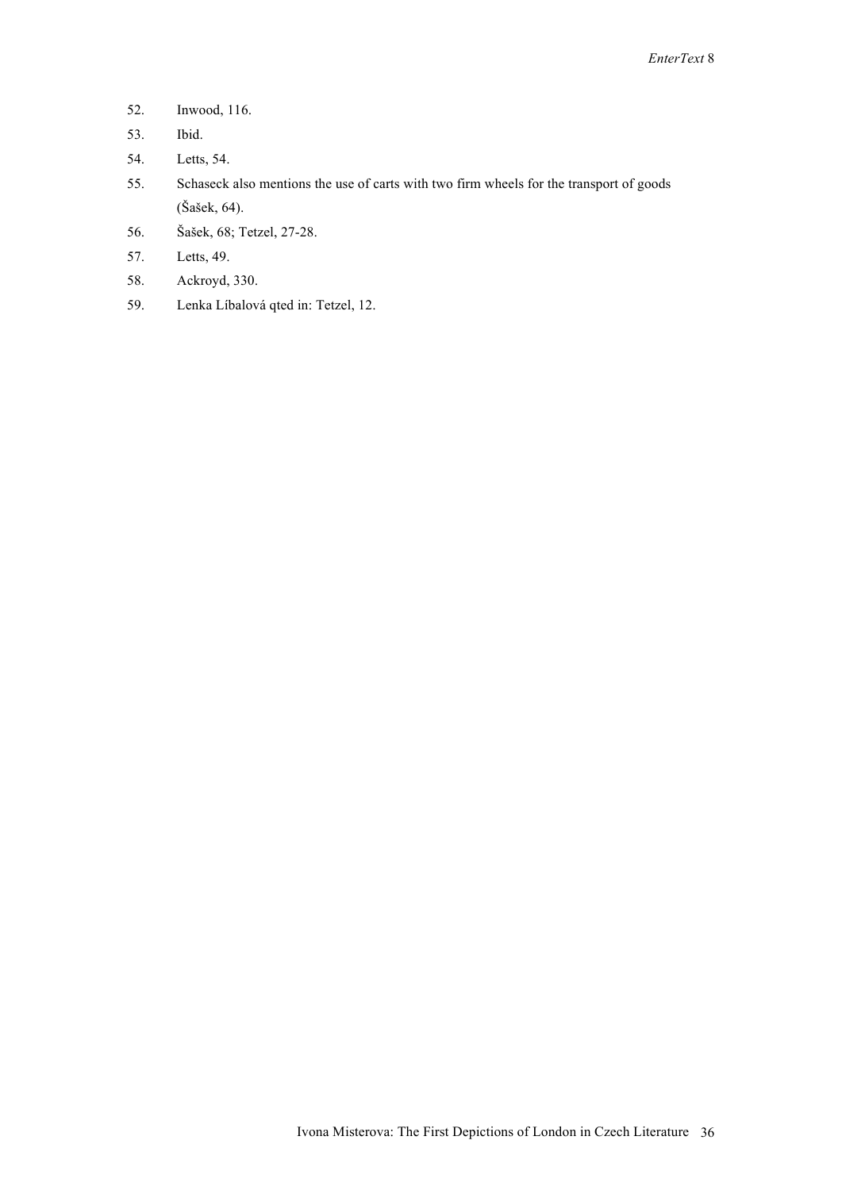52. Inwood, 116.
53. Ibid.
54. Letts, 54.
55. Schaseck also mentions the use of carts with two firm wheels for the transport of goods (Šašek, 64).
56. Šašek, 68; Tetzel, 27-28.
57. Letts, 49.
58. Ackroyd, 330.
59. Lenka Líbalová qted in: Tetzel, 12.